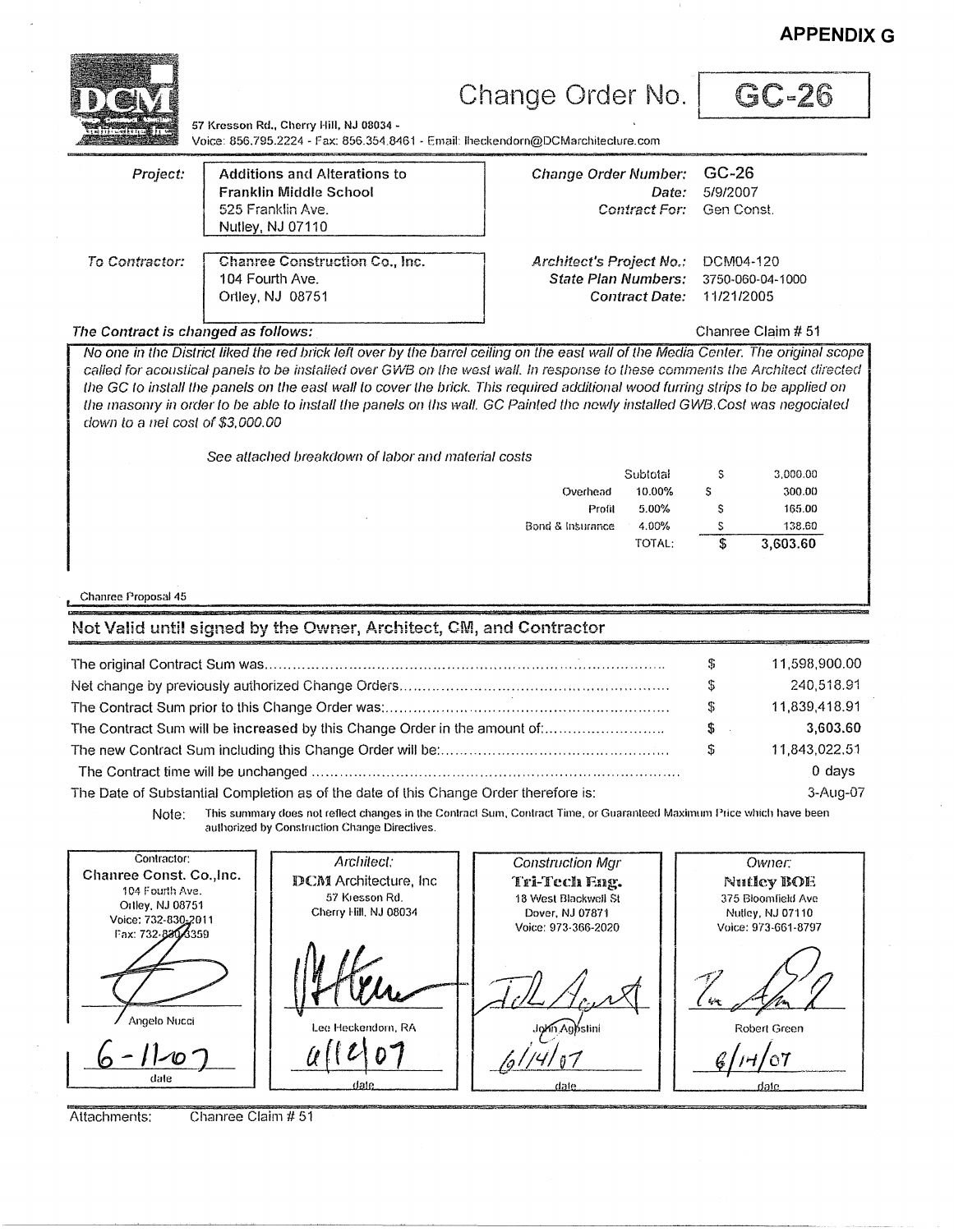**APPENDIX G**

DCM

57 Kresson Rd., Cherry Hill, NJ 08034 -
Voice: 856.795.2224 - Fax: 856.354.8461 - Email: lheckendorn@DCMarchitecture.com

# Change Order No. GC-26

| | | | |
|---|---|---|---|
| *Project:* | Additions and Alterations to Franklin Middle School<br>525 Franklin Ave.<br>Nutley, NJ 07110 | *Change Order Number:*<br>*Date:*<br>*Contract For:* | GC-26<br>5/9/2007<br>Gen Const. |
| *To Contractor:* | Chanree Construction Co., Inc.<br>104 Fourth Ave.<br>Ortley, NJ 08751 | *Architect's Project No.:*<br>*State Plan Numbers:*<br>*Contract Date:* | DCM04-120<br>3750-060-04-1000<br>11/21/2005 |

***The Contract is changed as follows:*** Chanree Claim # 51

*No one in the District liked the red brick left over by the barrel ceiling on the east wall of the Media Center. The original scope called for acoustical panels to be installed over GWB on the west wall. In response to these comments the Architect directed the GC to install the panels on the east wall to cover the brick. This required additional wood furring strips to be applied on the masonry in order to be able to install the panels on ths wall. GC Painted the newly installed GWB.Cost was negociated down to a net cost of $3,000.00*

*See attached breakdown of labor and material costs*

| | | | |
|---|---|---|---|
| | Subtotal | $ | 3,000.00 |
| Overhead | 10.00% | $ | 300.00 |
| Profit | 5.00% | $ | 165.00 |
| Bond & Insurance | 4.00% | $ | 138.60 |
| | TOTAL: | **$** | **3,603.60** |

Chanree Proposal 45

## Not Valid until signed by the Owner, Architect, CM, and Contractor

| | | |
|---|---|---|
| The original Contract Sum was | $ | 11,598,900.00 |
| Net change by previously authorized Change Orders | $ | 240,518.91 |
| The Contract Sum prior to this Change Order was: | $ | 11,839,418.91 |
| The Contract Sum will be **increased** by this Change Order in the amount of: | **$** | **3,603.60** |
| The new Contract Sum including this Change Order will be: | $ | 11,843,022.51 |
| The Contract time will be unchanged | | 0 days |
| The Date of Substantial Completion as of the date of this Change Order therefore is: | | 3-Aug-07 |

Note: This summary does not reflect changes in the Contract Sum, Contract Time, or Guaranteed Maximum Price which have been authorized by Construction Change Directives.

| Contractor: | *Architect:* | *Construction Mgr* | *Owner:* |
|---|---|---|---|
| **Chanree Const. Co.,Inc.**<br>104 Fourth Ave.<br>Ortley, NJ 08751<br>Voice: 732-830-2011<br>Fax: 732-830-3359 | **DCM** Architecture, Inc<br>57 Kresson Rd.<br>Cherry Hill, NJ 08034 | **Tri-Tech Eng.**<br>18 West Blackwell St<br>Dover, NJ 07871<br>Voice: 973-366-2020 | **Nutley BOE**<br>375 Bloomfield Ave<br>Nutley, NJ 07110<br>Voice: 973-661-8797 |
| Angelo Nucci | Lee Heckendorn, RA | John Agostini | Robert Green |
| 6-11-07<br>date | 6/12/07<br>date | 6/14/07<br>date | 6/14/07<br>date |

Attachments: Chanree Claim # 51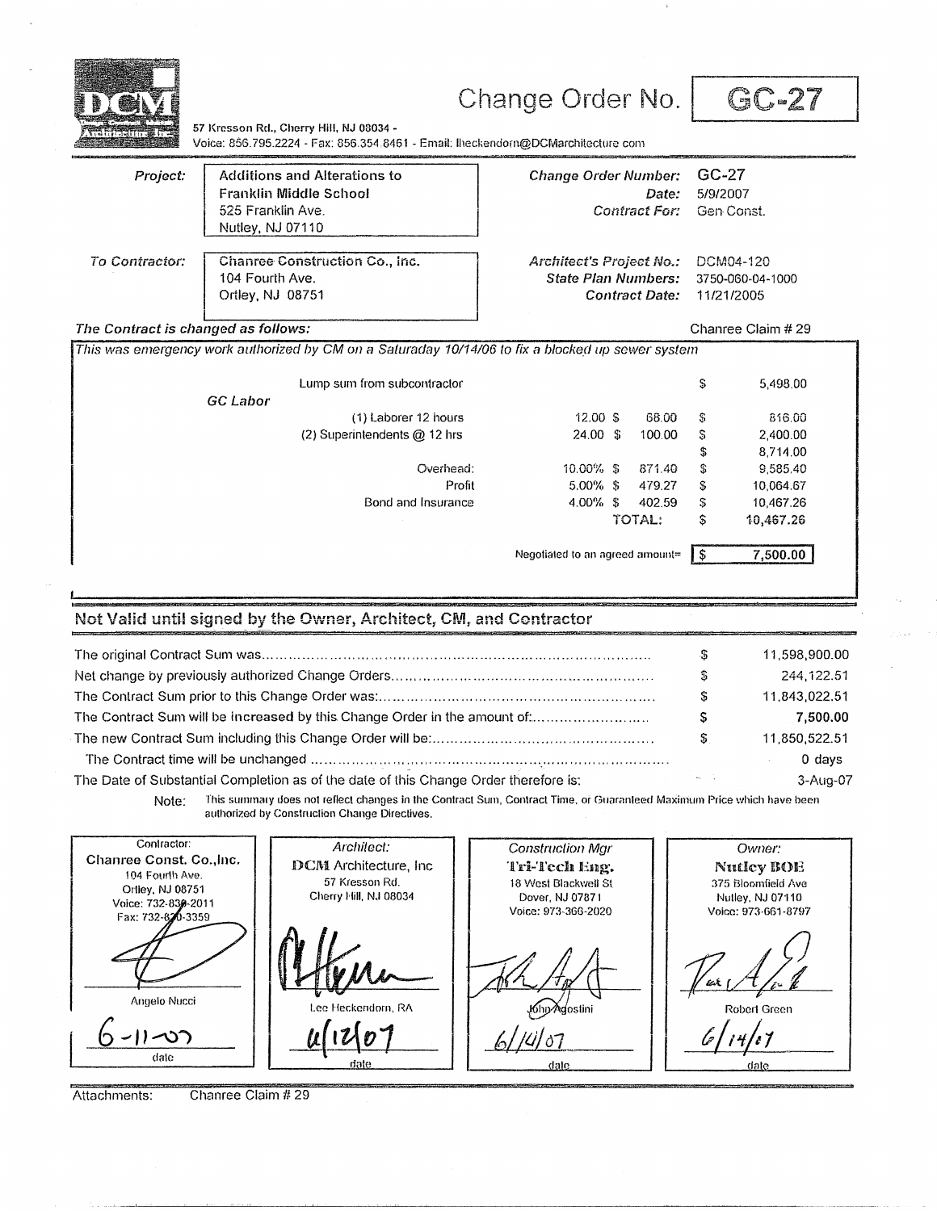# Change Order No. GC-27

**DCM Architecture, Inc.**

57 Kresson Rd., Cherry Hill, NJ 08034 - Voice: 856.795.2224 - Fax: 856.354.8461 - Email: lheckendorn@DCMarchitecture.com

| | | | |
|---|---|---|---|
| *Project:* | Additions and Alterations to Franklin Middle School<br>525 Franklin Ave.<br>Nutley, NJ 07110 | *Change Order Number:*<br>*Date:*<br>*Contract For:* | GC-27<br>5/9/2007<br>Gen Const. |
| *To Contractor:* | Chanree Construction Co., Inc.<br>104 Fourth Ave.<br>Ortley, NJ 08751 | *Architect's Project No.:*<br>*State Plan Numbers:*<br>*Contract Date:* | DCM04-120<br>3750-060-04-1000<br>11/21/2005 |

*The Contract is changed as follows:* Chanree Claim # 29

*This was emergency work authorized by CM on a Saturaday 10/14/06 to fix a blocked up sewer system*

| | | | | |
|---|---|---|---|---|
| Lump sum from subcontractor | | | $ | 5,498.00 |
| *GC Labor* | | | | |
| (1) Laborer 12 hours | 12.00 | $ 68.00 | $ | 816.00 |
| (2) Superintendents @ 12 hrs | 24.00 | $ 100.00 | $ | 2,400.00 |
| | | | $ | 8,714.00 |
| Overhead: | 10.00% | $ 871.40 | $ | 9,585.40 |
| Profit | 5.00% | $ 479.27 | $ | 10,064.67 |
| Bond and Insurance | 4.00% | $ 402.59 | $ | 10,467.26 |
| | | TOTAL: | $ | 10,467.26 |
| | | Negotiated to an agreed amount= | $ | **7,500.00** |

## Not Valid until signed by the Owner, Architect, CM, and Contractor

| | | |
|---|---|---|
| The original Contract Sum was | $ | 11,598,900.00 |
| Net change by previously authorized Change Orders | $ | 244,122.51 |
| The Contract Sum prior to this Change Order was: | $ | 11,843,022.51 |
| The Contract Sum will be increased by this Change Order in the amount of: | $ | **7,500.00** |
| The new Contract Sum including this Change Order will be: | $ | 11,850,522.51 |
| The Contract time will be unchanged | | 0 days |
| The Date of Substantial Completion as of the date of this Change Order therefore is: | | 3-Aug-07 |

Note: This summary does not reflect changes in the Contract Sum, Contract Time, or Guaranteed Maximum Price which have been authorized by Construction Change Directives.

| Contractor: | Architect: | Construction Mgr | Owner: |
|---|---|---|---|
| **Chanree Const. Co.,Inc.**<br>104 Fourth Ave.<br>Ortley, NJ 08751<br>Voice: 732-830-2011<br>Fax: 732-830-3359 | **DCM Architecture, Inc**<br>57 Kresson Rd.<br>Cherry Hill, NJ 08034 | **Tri-Tech Eng.**<br>18 West Blackwell St<br>Dover, NJ 07871<br>Voice: 973-366-2020 | **Nutley BOE**<br>375 Bloomfield Ave<br>Nutley, NJ 07110<br>Voice: 973-661-8797 |
| Angelo Nucci | Lee Heckendorn, RA | John Agostini | Robert Green |
| 6-11-07<br>date | 6/12/07<br>date | 6/14/07<br>date | 6/14/07<br>date |

Attachments: Chanree Claim # 29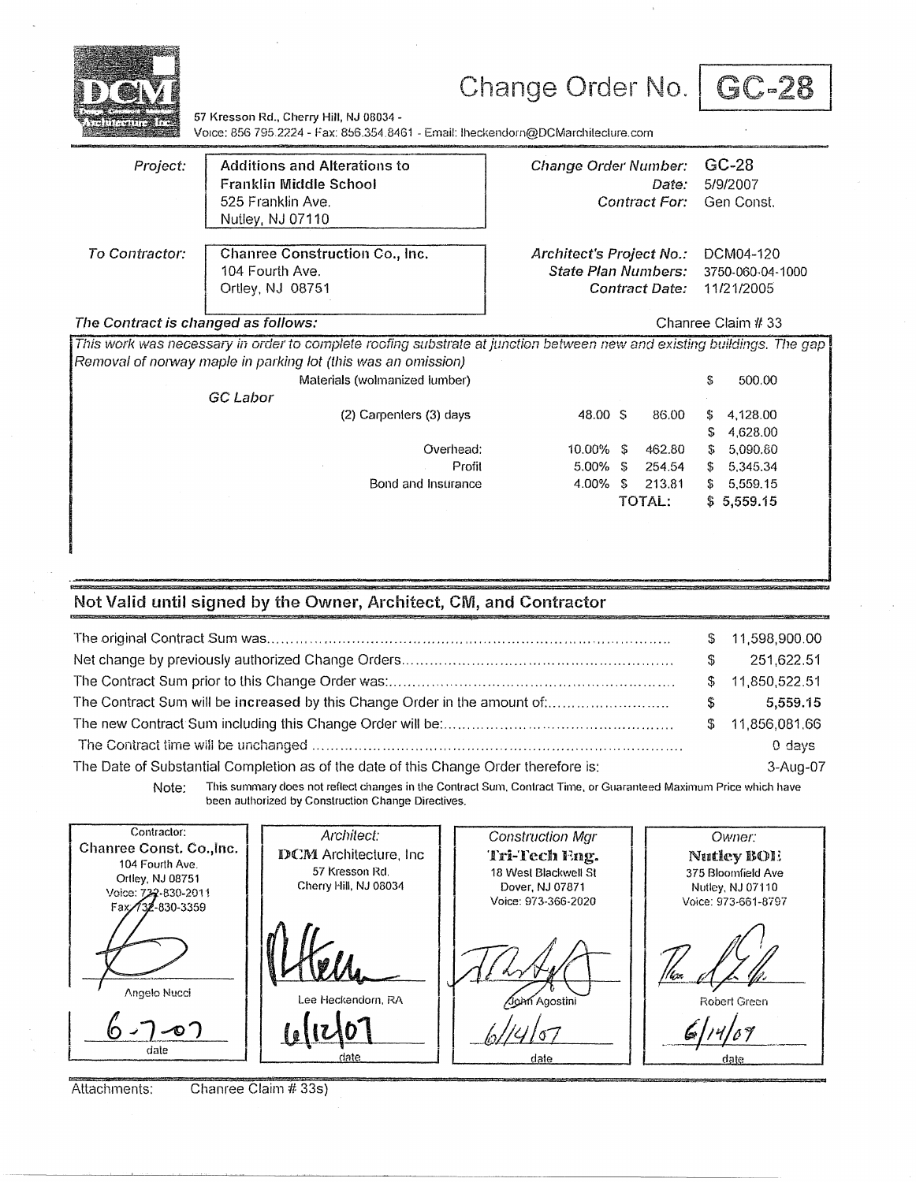# Change Order No. GC-28

DCM Architecture Inc.

57 Kresson Rd., Cherry Hill, NJ 08034 -
Voice: 856 795 2224 - Fax: 856 354 8461 - Email: lheckendorn@DCMarchitecture.com

| | | | |
|---|---|---|---|
| *Project:* | **Additions and Alterations to Franklin Middle School**<br>525 Franklin Ave.<br>Nutley, NJ 07110 | *Change Order Number:*<br>*Date:*<br>*Contract For:* | GC-28<br>5/9/2007<br>Gen Const. |
| *To Contractor:* | **Chanree Construction Co., Inc.**<br>104 Fourth Ave.<br>Ortley, NJ 08751 | *Architect's Project No.:*<br>*State Plan Numbers:*<br>*Contract Date:* | DCM04-120<br>3750-060-04-1000<br>11/21/2005 |

***The Contract is changed as follows:*** Chanree Claim # 33

*This work was necessary in order to complete roofing substrate at junction between new and existing buildings. The gap*
*Removal of norway maple in parking lot (this was an omission)*

| | | | |
|---|---|---|---|
| Materials (wolmanized lumber) | | | $ 500.00 |
| *GC Labor* | | | |
| (2) Carpenters (3) days | 48.00 | $ 86.00 | $ 4,128.00 |
| | | | $ 4,628.00 |
| Overhead: | 10.00% | $ 462.80 | $ 5,090.80 |
| Profit | 5.00% | $ 254.54 | $ 5,345.34 |
| Bond and Insurance | 4.00% | $ 213.81 | $ 5,559.15 |
| | | TOTAL: | $ 5,559.15 |

## Not Valid until signed by the Owner, Architect, CM, and Contractor

| | |
|---|---|
| The original Contract Sum was | $ 11,598,900.00 |
| Net change by previously authorized Change Orders | $ 251,622.51 |
| The Contract Sum prior to this Change Order was: | $ 11,850,522.51 |
| The Contract Sum will be **increased** by this Change Order in the amount of: | $ **5,559.15** |
| The new Contract Sum including this Change Order will be: | $ 11,856,081.66 |
| The Contract time will be unchanged | 0 days |
| The Date of Substantial Completion as of the date of this Change Order therefore is: | 3-Aug-07 |

Note: This summary does not reflect changes in the Contract Sum, Contract Time, or Guaranteed Maximum Price which have been authorized by Construction Change Directives.

| Contractor: | *Architect:* | *Construction Mgr* | *Owner:* |
|---|---|---|---|
| **Chanree Const. Co.,Inc.**<br>104 Fourth Ave.<br>Ortley, NJ 08751<br>Voice: 732-830-2011<br>Fax 732-830-3359 | **DCM** Architecture, Inc<br>57 Kresson Rd.<br>Cherry Hill, NJ 08034 | **Tri-Tech Eng.**<br>18 West Blackwell St<br>Dover, NJ 07871<br>Voice: 973-366-2020 | **Nutley BOE**<br>375 Bloomfield Ave<br>Nutley, NJ 07110<br>Voice: 973-661-8797 |
| Angelo Nucci | Lee Heckendorn, RA | John Agostini | Robert Green |
| 6-7-07<br>date | 6/12/07<br>date | 6/14/07<br>date | 6/14/07<br>date |

Attachments: Chanree Claim # 33s)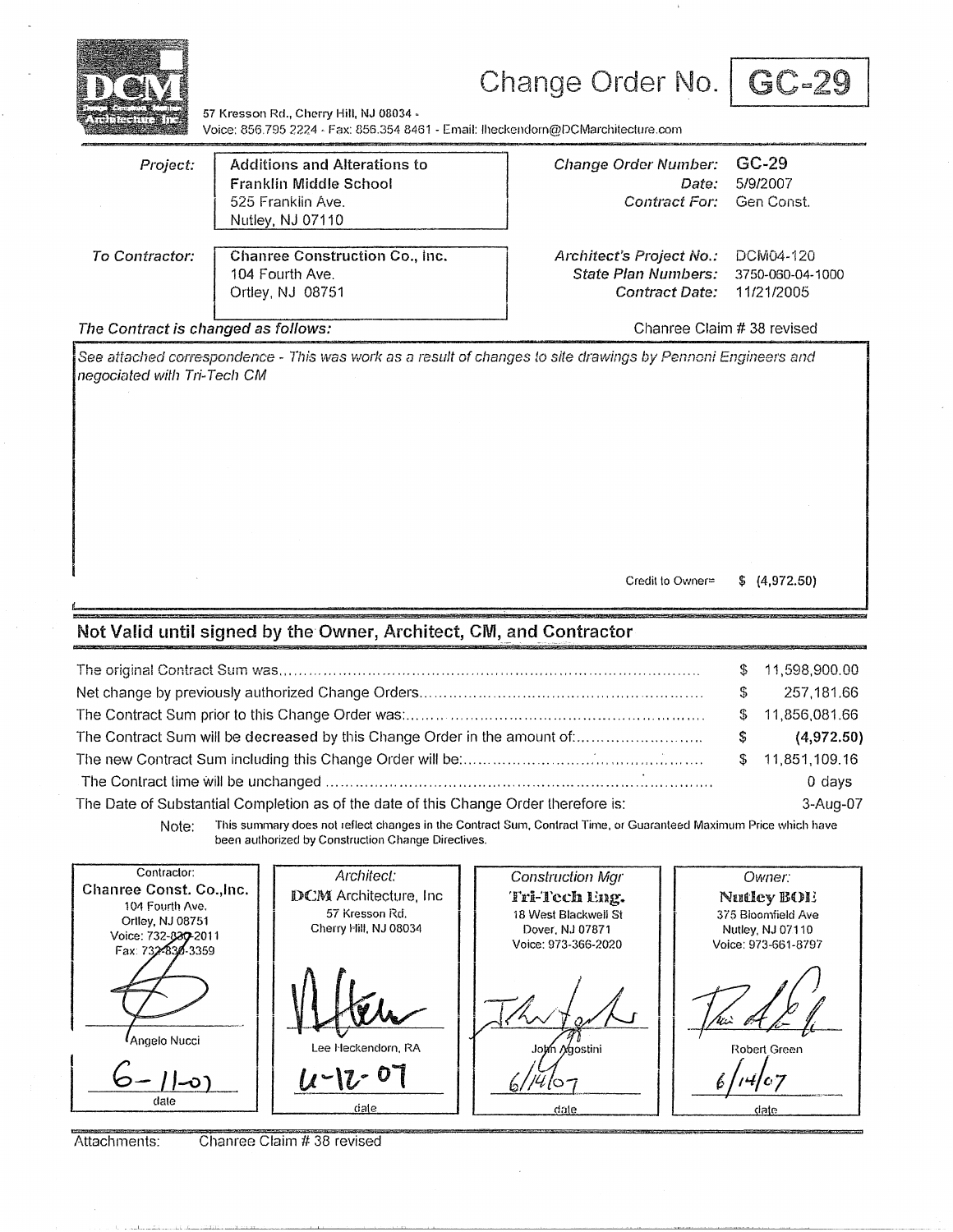DCM Architecture Inc.

57 Kresson Rd., Cherry Hill, NJ 08034 -
Voice: 856.795 2224 - Fax: 856.354 8461 - Email: lheckendorn@DCMarchitecture.com

# Change Order No. GC-29

| | | | |
|---|---|---|---|
| *Project:* | **Additions and Alterations to Franklin Middle School**<br>525 Franklin Ave.<br>Nutley, NJ 07110 | *Change Order Number:*<br>*Date:*<br>*Contract For:* | **GC-29**<br>5/9/2007<br>Gen Const. |
| *To Contractor:* | **Chanree Construction Co., Inc.**<br>104 Fourth Ave.<br>Ortley, NJ 08751 | *Architect's Project No.:*<br>*State Plan Numbers:*<br>*Contract Date:* | DCM04-120<br>3750-060-04-1000<br>11/21/2005 |

*The Contract is changed as follows:* Chanree Claim # 38 revised

*See attached correspondence - This was work as a result of changes to site drawings by Pennoni Engineers and negociated with Tri-Tech CM*

Credit to Owner= $ (4,972.50)

## Not Valid until signed by the Owner, Architect, CM, and Contractor

| | | |
|---|---|---|
| The original Contract Sum was | $ | 11,598,900.00 |
| Net change by previously authorized Change Orders | $ | 257,181.66 |
| The Contract Sum prior to this Change Order was: | $ | 11,856,081.66 |
| The Contract Sum will be **decreased** by this Change Order in the amount of: | $ | **(4,972.50)** |
| The new Contract Sum including this Change Order will be: | $ | 11,851,109.16 |
| The Contract time will be unchanged | | 0 days |
| The Date of Substantial Completion as of the date of this Change Order therefore is: | | 3-Aug-07 |

Note: This summary does not reflect changes in the Contract Sum, Contract Time, or Guaranteed Maximum Price which have been authorized by Construction Change Directives.

| Contractor: | *Architect:* | *Construction Mgr* | *Owner:* |
|---|---|---|---|
| **Chanree Const. Co.,Inc.**<br>104 Fourth Ave.<br>Ortley, NJ 08751<br>Voice: 732-830-2011<br>Fax: 732-830-3359 | **DCM** Architecture, Inc<br>57 Kresson Rd.<br>Cherry Hill, NJ 08034 | **Tri-Tech Eng.**<br>18 West Blackwell St<br>Dover, NJ 07871<br>Voice: 973-366-2020 | **Nutley BOE**<br>375 Bloomfield Ave<br>Nutley, NJ 07110<br>Voice: 973-661-8797 |
| Angelo Nucci | Lee Heckendorn, RA | John Agostini | Robert Green |
| 6-11-07<br>date | 6-12-07<br>date | 6/14/07<br>date | 6/14/07<br>date |

Attachments: Chanree Claim # 38 revised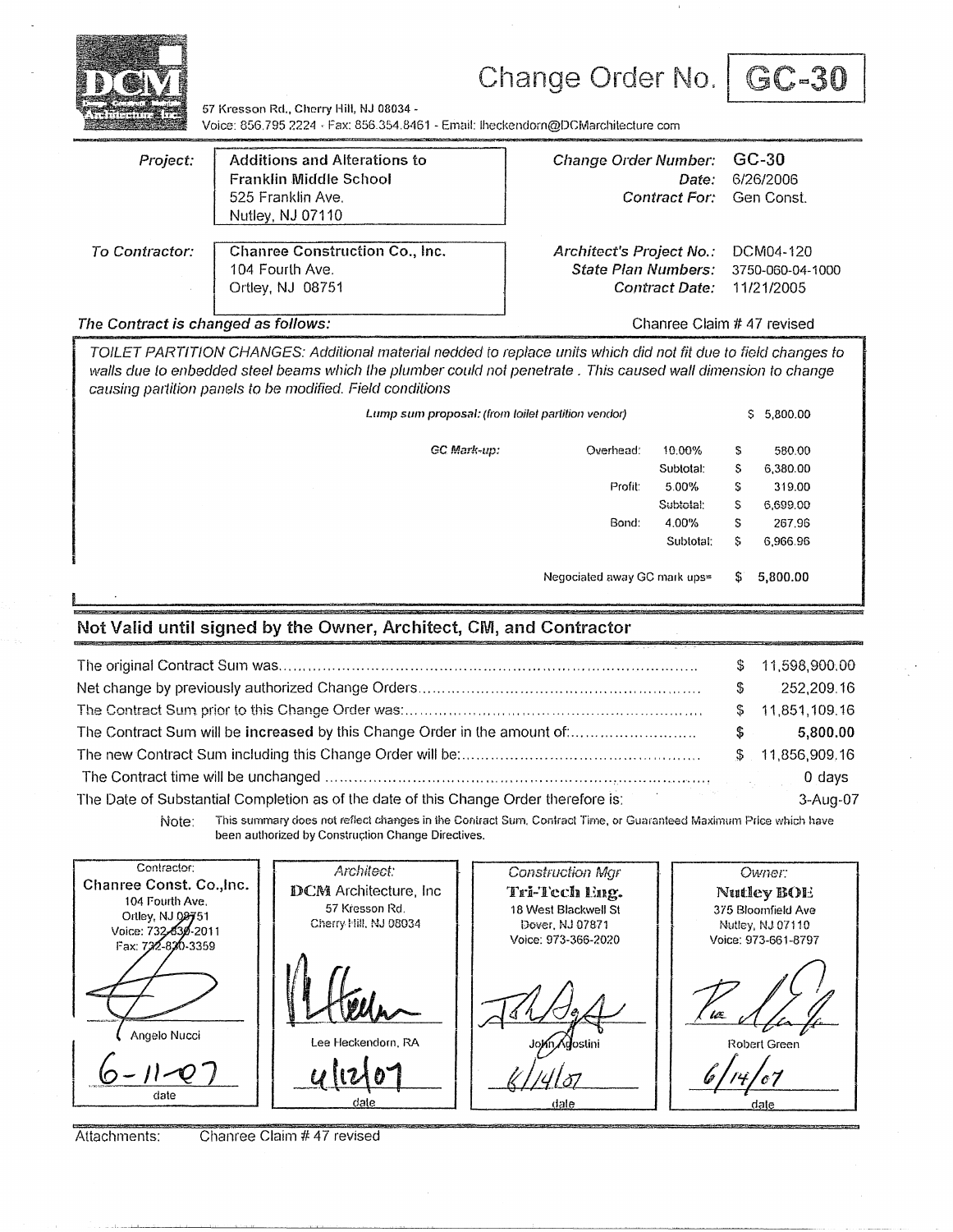# Change Order No. GC-30

DCM Architecture Inc.

57 Kresson Rd., Cherry Hill, NJ 08034 -
Voice: 856.795.2224 · Fax: 856.354.8461 · Email: lheckendorn@DCMarchitecture.com

| | | | |
|---|---|---|---|
| *Project:* | **Additions and Alterations to Franklin Middle School** 525 Franklin Ave. Nutley, NJ 07110 | *Change Order Number:* | **GC-30** |
| | | *Date:* | 6/26/2006 |
| | | *Contract For:* | Gen Const. |
| *To Contractor:* | **Chanree Construction Co., Inc.** 104 Fourth Ave. Ortley, NJ 08751 | *Architect's Project No.:* | DCM04-120 |
| | | *State Plan Numbers:* | 3750-060-04-1000 |
| | | *Contract Date:* | 11/21/2005 |

***The Contract is changed as follows:*** Chanree Claim # 47 revised

*TOILET PARTITION CHANGES: Additional material nedded to replace units which did not fit due to field changes to walls due to enbedded steel beams which the plumber could not penetrate . This caused wall dimension to change causing partition panels to be modified. Field conditions*

| | | | | |
|---|---|---|---|---|
| *Lump sum proposal: (from toilet partition vendor)* | | | $ | 5,800.00 |
| *GC Mark-up:* | Overhead: | 10.00% | $ | 580.00 |
| | | Subtotal: | $ | 6,380.00 |
| | Profit: | 5.00% | $ | 319.00 |
| | | Subtotal: | $ | 6,699.00 |
| | Bond: | 4.00% | $ | 267.96 |
| | | Subtotal: | $ | 6,966.96 |
| Negociated away GC mark ups= | | | $ | **5,800.00** |

## Not Valid until signed by the Owner, Architect, CM, and Contractor

| | | |
|---|---|---|
| The original Contract Sum was | $ | 11,598,900.00 |
| Net change by previously authorized Change Orders | $ | 252,209.16 |
| The Contract Sum prior to this Change Order was: | $ | 11,851,109.16 |
| The Contract Sum will be **increased** by this Change Order in the amount of: | **$** | **5,800.00** |
| The new Contract Sum including this Change Order will be: | $ | 11,856,909.16 |
| The Contract time will be unchanged | | 0 days |
| The Date of Substantial Completion as of the date of this Change Order therefore is: | | 3-Aug-07 |

Note: This summary does not reflect changes in the Contract Sum, Contract Time, or Guaranteed Maximum Price which have been authorized by Construction Change Directives.

| *Contractor:* | *Architect:* | *Construction Mgr* | *Owner:* |
|---|---|---|---|
| **Chanree Const. Co.,Inc.** 104 Fourth Ave. Ortley, NJ 08751 Voice: 732-830-2011 Fax: 732-830-3359 | **DCM** Architecture, Inc 57 Kresson Rd. Cherry Hill, NJ 08034 | **Tri-Tech Eng.** 18 West Blackwell St Dover, NJ 07871 Voice: 973-366-2020 | **Nutley BOE** 375 Bloomfield Ave Nutley, NJ 07110 Voice: 973-661-8797 |
| Angelo Nucci | Lee Heckendorn, RA | John Agostini | Robert Green |
| 6-11-07 | 6/12/07 | 6/14/07 | 6/14/07 |
| date | date | date | date |

Attachments: Chanree Claim # 47 revised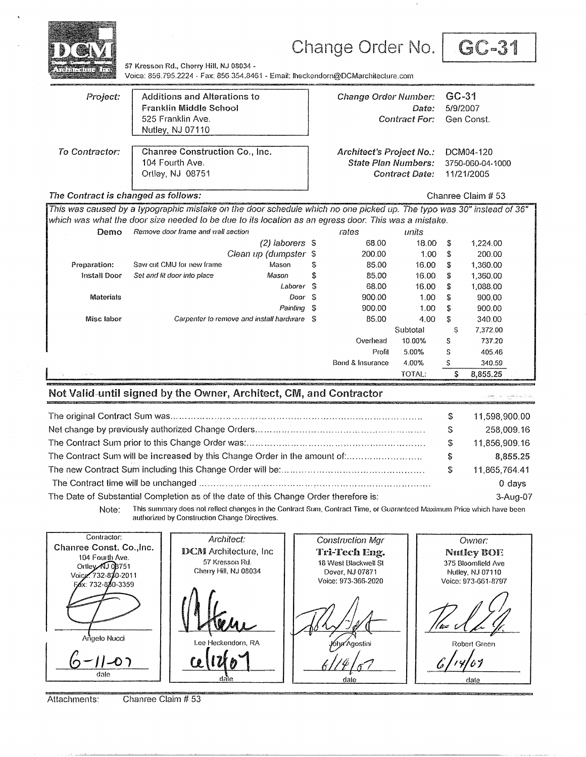DCM Architecture, Inc.

# Change Order No. GC-31

57 Kresson Rd., Cherry Hill, NJ 08034 -
Voice: 856.795.2224 - Fax: 856 354.8461 - Email: lheckendorn@DCMarchitecture.com

| | | | |
|---|---|---|---|
| *Project:* | Additions and Alterations to Franklin Middle School<br>525 Franklin Ave.<br>Nutley, NJ 07110 | *Change Order Number:*<br>*Date:*<br>*Contract For:* | GC-31<br>5/9/2007<br>Gen Const. |
| *To Contractor:* | Chanree Construction Co., Inc.<br>104 Fourth Ave.<br>Ortley, NJ 08751 | *Architect's Project No.:*<br>*State Plan Numbers:*<br>*Contract Date:* | DCM04-120<br>3750-060-04-1000<br>11/21/2005 |

***The Contract is changed as follows:*** Chanree Claim # 53

*This was caused by a typographic mistake on the door schedule which no one picked up. The typo was 30" instead of 36" which was what the door size needed to be due to its location as an egress door. This was a mistake.*

| | | | | rates | units | |
|---|---|---|---|---|---|---|
| **Demo** | *Remove door frame and wall section* | | | | | |
| | | *(2) laborers* | $ | 68.00 | 18.00 | $ 1,224.00 |
| | | *Clean up (dumpster* | $ | 200.00 | 1.00 | $ 200.00 |
| **Preparation:** | Saw cut CMU for new frame | Mason | $ | 85.00 | 16.00 | $ 1,360.00 |
| **Install Door** | *Set and fit door into place* | *Mason* | $ | 85.00 | 16.00 | $ 1,360.00 |
| | | *Laborer* | $ | 68.00 | 16.00 | $ 1,088.00 |
| **Materials** | | *Door* | $ | 900.00 | 1.00 | $ 900.00 |
| | | *Painting* | $ | 900.00 | 1.00 | $ 900.00 |
| **Misc labor** | | *Carpenter to remove and install hardware* | $ | 85.00 | 4.00 | $ 340.00 |
| | | | | | Subtotal | $ 7,372.00 |
| | | | | Overhead | 10.00% | $ 737.20 |
| | | | | Profit | 5.00% | $ 405.46 |
| | | | | Bond & Insurance | 4.00% | $ 340.59 |
| | | | | | TOTAL: | $ 8,855.25 |

## Not Valid until signed by the Owner, Architect, CM, and Contractor

| | | |
|---|---|---|
| The original Contract Sum was | $ | 11,598,900.00 |
| Net change by previously authorized Change Orders | $ | 258,009.16 |
| The Contract Sum prior to this Change Order was: | $ | 11,856,909.16 |
| The Contract Sum will be increased by this Change Order in the amount of: | $ | **8,855.25** |
| The new Contract Sum including this Change Order will be: | $ | 11,865,764.41 |
| The Contract time will be unchanged | | 0 days |
| The Date of Substantial Completion as of the date of this Change Order therefore is: | | 3-Aug-07 |

Note: This summary does not reflect changes in the Contract Sum, Contract Time, or Guaranteed Maximum Price which have been authorized by Construction Change Directives.

| Contractor: | *Architect:* | *Construction Mgr* | *Owner:* |
|---|---|---|---|
| **Chanree Const. Co.,Inc.**<br>104 Fourth Ave.<br>Ortley, NJ 08751<br>Voice: 732-830-2011<br>Fax: 732-830-3359 | **DCM** Architecture, Inc<br>57 Kresson Rd.<br>Cherry Hill, NJ 08034 | **Tri-Tech Eng.**<br>18 West Blackwell St<br>Dover, NJ 07871<br>Voice: 973-366-2020 | **Nutley BOE**<br>375 Bloomfield Ave<br>Nutley, NJ 07110<br>Voice: 973-661-8797 |
| Angelo Nucci | Lee Heckendorn, RA | John Agostini | Robert Green |
| 6-11-07 | 6/12/07 | 6/14/07 | 6/14/07 |
| date | date | date | date |

Attachments: Chanree Claim # 53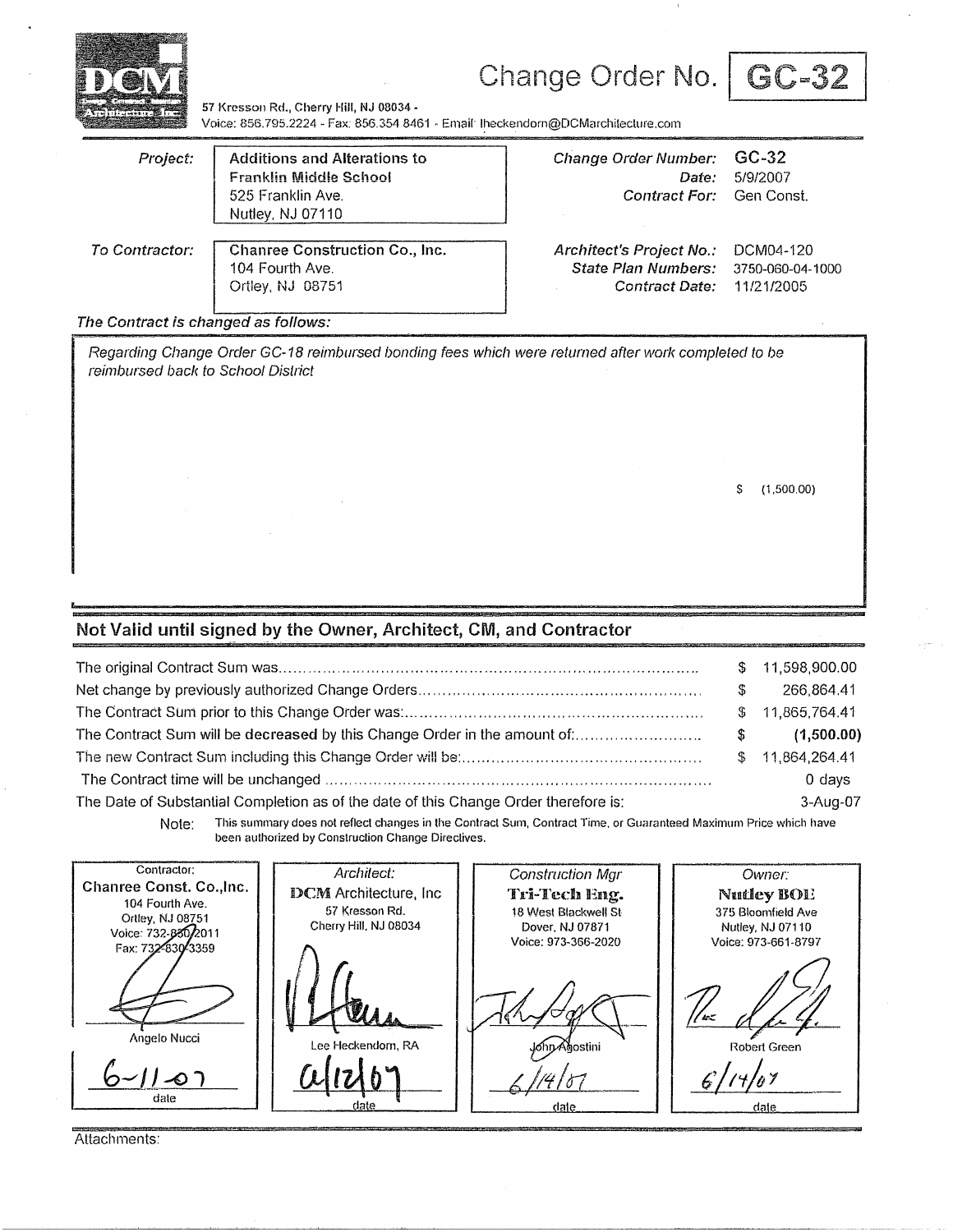DCM

# Change Order No. GC-32

57 Kresson Rd., Cherry Hill, NJ 08034 -
Voice: 856.795.2224 - Fax: 856.354 8461 - Email: lheckendorn@DCMarchitecture.com

| | | | |
|---|---|---|---|
| *Project:* | **Additions and Alterations to Franklin Middle School** 525 Franklin Ave. Nutley, NJ 07110 | *Change Order Number:* | GC-32 |
| | | *Date:* | 5/9/2007 |
| | | *Contract For:* | Gen Const. |
| *To Contractor:* | **Chanree Construction Co., Inc.** 104 Fourth Ave. Ortley, NJ 08751 | *Architect's Project No.:* | DCM04-120 |
| | | *State Plan Numbers:* | 3750-060-04-1000 |
| | | *Contract Date:* | 11/21/2005 |

*The Contract is changed as follows:*

*Regarding Change Order GC-18 reimbursed bonding fees which were returned after work completed to be reimbursed back to School District*

$ (1,500.00)

## Not Valid until signed by the Owner, Architect, CM, and Contractor

| | | |
|---|---|---|
| The original Contract Sum was | $ | 11,598,900.00 |
| Net change by previously authorized Change Orders | $ | 266,864.41 |
| The Contract Sum prior to this Change Order was: | $ | 11,865,764.41 |
| The Contract Sum will be **decreased** by this Change Order in the amount of: | **$** | **(1,500.00)** |
| The new Contract Sum including this Change Order will be: | $ | 11,864,264.41 |
| The Contract time will be unchanged | | 0 days |
| The Date of Substantial Completion as of the date of this Change Order therefore is: | | 3-Aug-07 |

Note: This summary does not reflect changes in the Contract Sum, Contract Time, or Guaranteed Maximum Price which have been authorized by Construction Change Directives.

| Contractor: | *Architect:* | *Construction Mgr* | *Owner:* |
|---|---|---|---|
| **Chanree Const. Co.,Inc.** 104 Fourth Ave. Ortley, NJ 08751 Voice: 732-830-2011 Fax: 732-830-3359 | **DCM** Architecture, Inc 57 Kresson Rd. Cherry Hill, NJ 08034 | **Tri-Tech Eng.** 18 West Blackwell St Dover, NJ 07871 Voice: 973-366-2020 | **Nutley BOE** 375 Bloomfield Ave Nutley, NJ 07110 Voice: 973-661-8797 |
| Angelo Nucci | Lee Heckendorn, RA | John Agostini | Robert Green |
| 6-11-07 | 6/12/07 | 6/14/07 | 6/14/07 |
| date | date | date | date |

Attachments: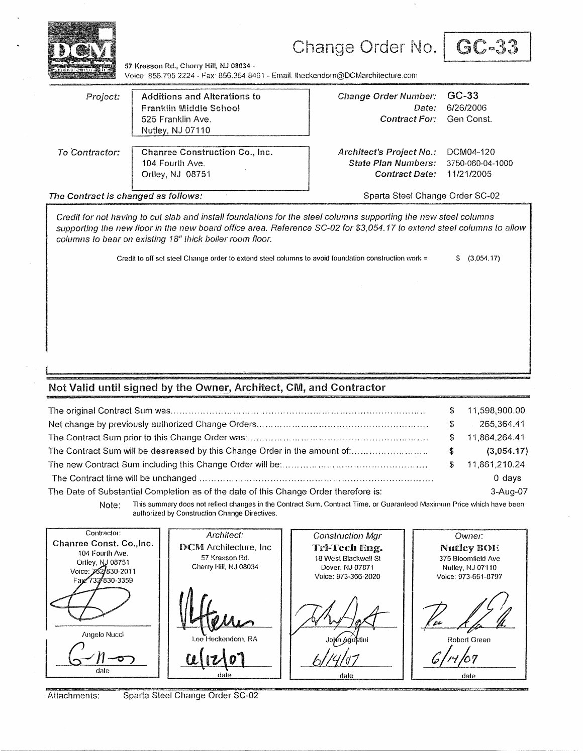# Change Order No. GC-33

DCM Architecture Inc

57 Kresson Rd., Cherry Hill, NJ 08034 - Voice: 856.795.2224 - Fax: 856.354.8461 - Email: lheckendorn@DCMarchitecture.com

| | | | |
|---|---|---|---|
| *Project:* | Additions and Alterations to Franklin Middle School 525 Franklin Ave. Nutley, NJ 07110 | *Change Order Number:* | GC-33 |
| | | *Date:* | 6/26/2006 |
| | | *Contract For:* | Gen Const. |
| *To Contractor:* | Chanree Construction Co., Inc. 104 Fourth Ave. Ortley, NJ 08751 | *Architect's Project No.:* | DCM04-120 |
| | | *State Plan Numbers:* | 3750-060-04-1000 |
| | | *Contract Date:* | 11/21/2005 |

*The Contract is changed as follows:* Sparta Steel Change Order SC-02

*Credit for not having to cut slab and install foundations for the steel columns supporting the new steel columns supporting the new floor in the new board office area. Reference SC-02 for $3,054.17 to extend steel columns to allow columns to bear on existing 18" thick boiler room floor.*

Credit to off set steel Change order to extend steel columns to avoid foundation construction work = $ (3,054.17)

## Not Valid until signed by the Owner, Architect, CM, and Contractor

| | | |
|---|---|---|
| The original Contract Sum was | $ | 11,598,900.00 |
| Net change by previously authorized Change Orders | $ | 265,364.41 |
| The Contract Sum prior to this Change Order was: | $ | 11,864,264.41 |
| The Contract Sum will be desreased by this Change Order in the amount of: | $ | **(3,054.17)** |
| The new Contract Sum including this Change Order will be: | $ | 11,861,210.24 |
| The Contract time will be unchanged | | 0 days |
| The Date of Substantial Completion as of the date of this Change Order therefore is: | | 3-Aug-07 |

Note: This summary does not reflect changes in the Contract Sum, Contract Time, or Guaranteed Maximum Price which have been authorized by Construction Change Directives.

| Contractor: | *Architect:* | *Construction Mgr* | *Owner:* |
|---|---|---|---|
| Chanree Const. Co.,Inc. | DCM Architecture, Inc | Tri-Tech Eng. | Nutley BOE |
| 104 Fourth Ave. Ortley, NJ 08751 | 57 Kresson Rd. Cherry Hill, NJ 08034 | 18 West Blackwell St Dover, NJ 07871 | 375 Bloomfield Ave Nutley, NJ 07110 |
| Voice: 732-830-2011 Fax: 732-830-3359 | | Voice: 973-366-2020 | Voice: 973-661-8797 |
| Angelo Nucci | Lee Heckendorn, RA | John Agostini | Robert Green |
| 6-11-07 | 6/12/07 | 6/14/07 | 6/14/07 |
| date | date | date | date |

Attachments: Sparta Steel Change Order SC-02